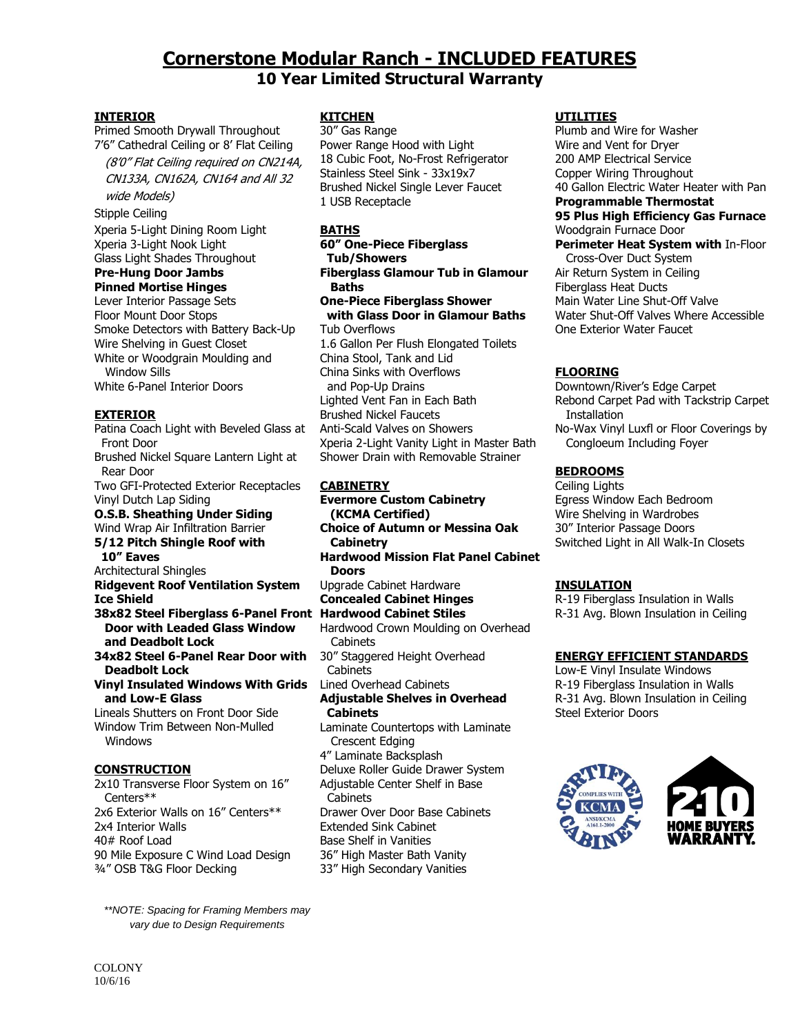# Cornerstone Modular Ranch - INCLUDED FEATURES

## 10 Year Limited Structural Warranty

### INTERIOR

Primed Smooth Drywall Throughout
7'6" Cathedral Ceiling or 8' Flat Ceiling
*(8'0" Flat Ceiling required on CN214A, CN133A, CN162A, CN164 and All 32 wide Models)*
Stipple Ceiling
Xperia 5-Light Dining Room Light
Xperia 3-Light Nook Light
Glass Light Shades Throughout
**Pre-Hung Door Jambs**
**Pinned Mortise Hinges**
Lever Interior Passage Sets
Floor Mount Door Stops
Smoke Detectors with Battery Back-Up
Wire Shelving in Guest Closet
White or Woodgrain Moulding and Window Sills
White 6-Panel Interior Doors

### EXTERIOR

Patina Coach Light with Beveled Glass at Front Door
Brushed Nickel Square Lantern Light at Rear Door
Two GFI-Protected Exterior Receptacles
Vinyl Dutch Lap Siding
**O.S.B. Sheathing Under Siding**
Wind Wrap Air Infiltration Barrier
**5/12 Pitch Shingle Roof with 10" Eaves**
Architectural Shingles
**Ridgevent Roof Ventilation System**
**Ice Shield**
**38x82 Steel Fiberglass 6-Panel Front Door with Leaded Glass Window and Deadbolt Lock**
**34x82 Steel 6-Panel Rear Door with Deadbolt Lock**
**Vinyl Insulated Windows With Grids and Low-E Glass**
Lineals Shutters on Front Door Side
Window Trim Between Non-Mulled Windows

### CONSTRUCTION

2x10 Transverse Floor System on 16" Centers**
2x6 Exterior Walls on 16" Centers**
2x4 Interior Walls
40# Roof Load
90 Mile Exposure C Wind Load Design
¾" OSB T&G Floor Decking

### KITCHEN

30" Gas Range
Power Range Hood with Light
18 Cubic Foot, No-Frost Refrigerator
Stainless Steel Sink - 33x19x7
Brushed Nickel Single Lever Faucet
1 USB Receptacle

### BATHS

**60" One-Piece Fiberglass Tub/Showers**
**Fiberglass Glamour Tub in Glamour Baths**
**One-Piece Fiberglass Shower with Glass Door in Glamour Baths**
Tub Overflows
1.6 Gallon Per Flush Elongated Toilets
China Stool, Tank and Lid
China Sinks with Overflows and Pop-Up Drains
Lighted Vent Fan in Each Bath
Brushed Nickel Faucets
Anti-Scald Valves on Showers
Xperia 2-Light Vanity Light in Master Bath
Shower Drain with Removable Strainer

### CABINETRY

**Evermore Custom Cabinetry (KCMA Certified)**
**Choice of Autumn or Messina Oak Cabinetry**
**Hardwood Mission Flat Panel Cabinet Doors**
Upgrade Cabinet Hardware
**Concealed Cabinet Hinges**
**Hardwood Cabinet Stiles**
Hardwood Crown Moulding on Overhead Cabinets
30" Staggered Height Overhead Cabinets
Lined Overhead Cabinets
**Adjustable Shelves in Overhead Cabinets**
Laminate Countertops with Laminate Crescent Edging
4" Laminate Backsplash
Deluxe Roller Guide Drawer System
Adjustable Center Shelf in Base Cabinets
Drawer Over Door Base Cabinets
Extended Sink Cabinet
Base Shelf in Vanities
36" High Master Bath Vanity
33" High Secondary Vanities

### UTILITIES

Plumb and Wire for Washer
Wire and Vent for Dryer
200 AMP Electrical Service
Copper Wiring Throughout
40 Gallon Electric Water Heater with Pan
**Programmable Thermostat**
**95 Plus High Efficiency Gas Furnace**
Woodgrain Furnace Door
**Perimeter Heat System with** In-Floor Cross-Over Duct System
Air Return System in Ceiling
Fiberglass Heat Ducts
Main Water Line Shut-Off Valve
Water Shut-Off Valves Where Accessible
One Exterior Water Faucet

### FLOORING

Downtown/River's Edge Carpet
Rebond Carpet Pad with Tackstrip Carpet Installation
No-Wax Vinyl Luxfl or Floor Coverings by Congloeum Including Foyer

### BEDROOMS

Ceiling Lights
Egress Window Each Bedroom
Wire Shelving in Wardrobes
30" Interior Passage Doors
Switched Light in All Walk-In Closets

### INSULATION

R-19 Fiberglass Insulation in Walls
R-31 Avg. Blown Insulation in Ceiling

### ENERGY EFFICIENT STANDARDS

Low-E Vinyl Insulate Windows
R-19 Fiberglass Insulation in Walls
R-31 Avg. Blown Insulation in Ceiling
Steel Exterior Doors

CERTIFIED CABINET — COMPLIES WITH KCMA ANSI/KCMA A161.1-2000

2-10 HOME BUYERS WARRANTY.

*\*\*NOTE: Spacing for Framing Members may vary due to Design Requirements*

COLONY
10/6/16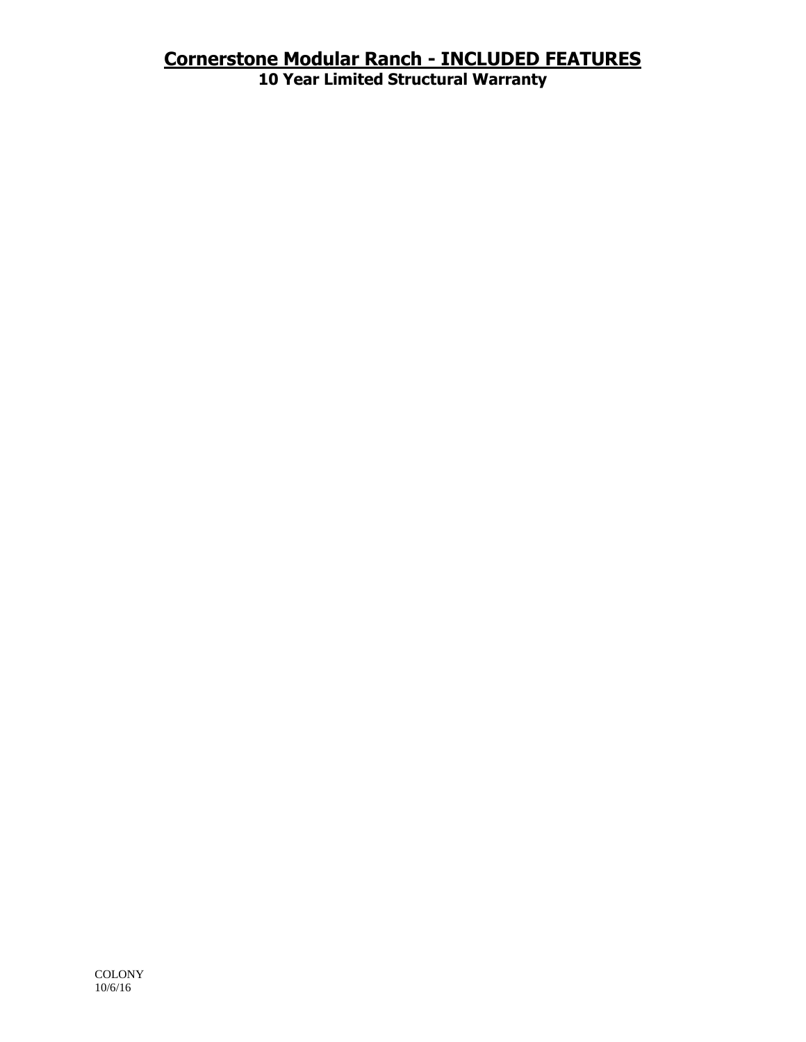# Cornerstone Modular Ranch - INCLUDED FEATURES

**10 Year Limited Structural Warranty**

COLONY
10/6/16